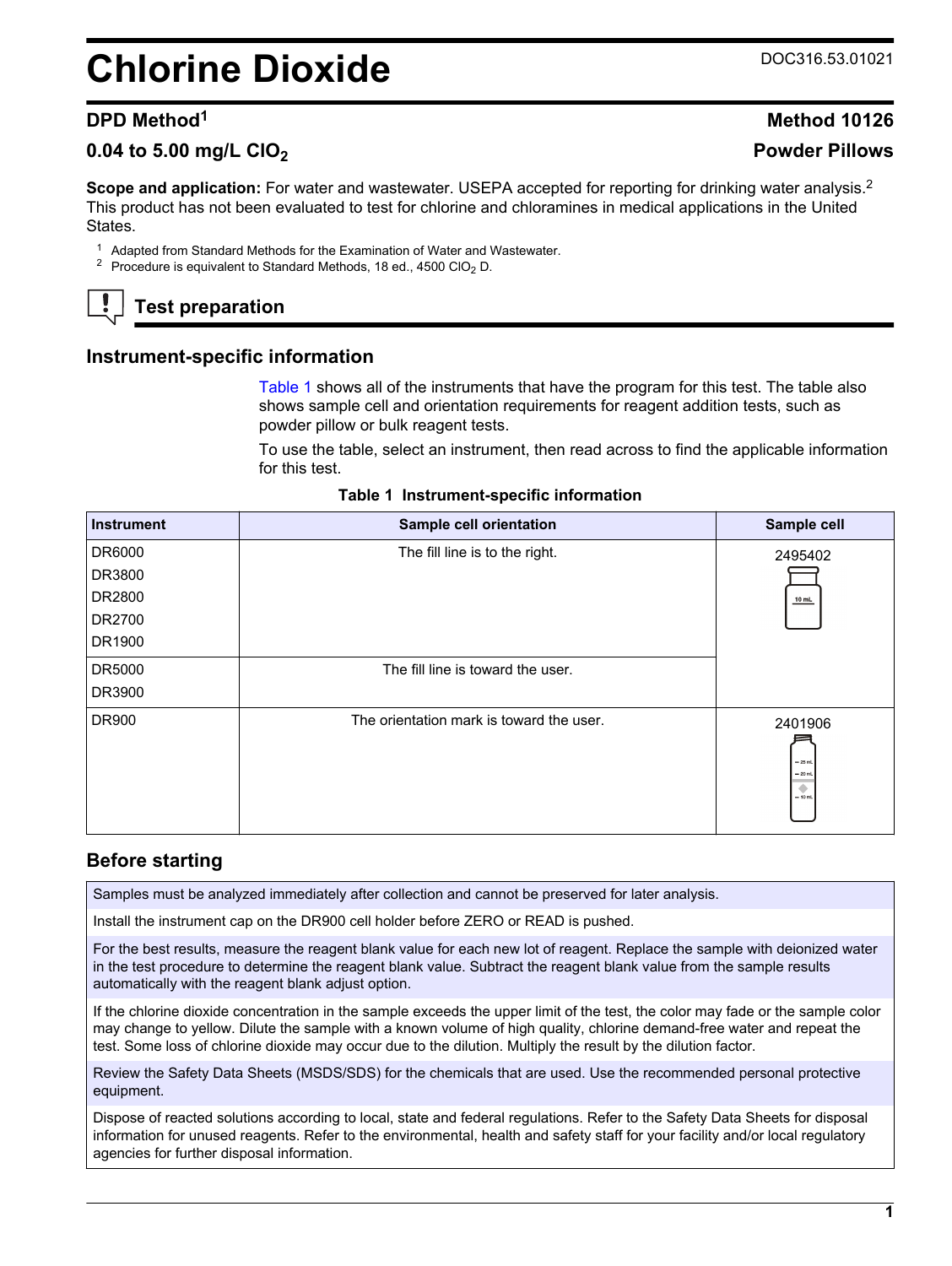# Chlorine Dioxide

DOC316.53.01021

## DPD Method[1]

**Method 10126**

**0.04 to 5.00 mg/L $ClO_2$**

**Powder Pillows**

**Scope and application:** For water and wastewater. USEPA accepted for reporting for drinking water analysis.[2] This product has not been evaluated to test for chlorine and chloramines in medical applications in the United States.

[1] Adapted from Standard Methods for the Examination of Water and Wastewater.

[2] Procedure is equivalent to Standard Methods, 18 ed., 4500 $ClO_2$ D.

## Test preparation

### Instrument-specific information

Table 1 shows all of the instruments that have the program for this test. The table also shows sample cell and orientation requirements for reagent addition tests, such as powder pillow or bulk reagent tests.

To use the table, select an instrument, then read across to find the applicable information for this test.

**Table 1 Instrument-specific information**

| Instrument | Sample cell orientation | Sample cell |
| --- | --- | --- |
| DR6000<br>DR3800<br>DR2800<br>DR2700<br>DR1900 | The fill line is to the right. | 2495402 |
| DR5000<br>DR3900 | The fill line is toward the user. | 2495402 |
| DR900 | The orientation mark is toward the user. | 2401906 |

### Before starting

Samples must be analyzed immediately after collection and cannot be preserved for later analysis.

Install the instrument cap on the DR900 cell holder before ZERO or READ is pushed.

For the best results, measure the reagent blank value for each new lot of reagent. Replace the sample with deionized water in the test procedure to determine the reagent blank value. Subtract the reagent blank value from the sample results automatically with the reagent blank adjust option.

If the chlorine dioxide concentration in the sample exceeds the upper limit of the test, the color may fade or the sample color may change to yellow. Dilute the sample with a known volume of high quality, chlorine demand-free water and repeat the test. Some loss of chlorine dioxide may occur due to the dilution. Multiply the result by the dilution factor.

Review the Safety Data Sheets (MSDS/SDS) for the chemicals that are used. Use the recommended personal protective equipment.

Dispose of reacted solutions according to local, state and federal regulations. Refer to the Safety Data Sheets for disposal information for unused reagents. Refer to the environmental, health and safety staff for your facility and/or local regulatory agencies for further disposal information.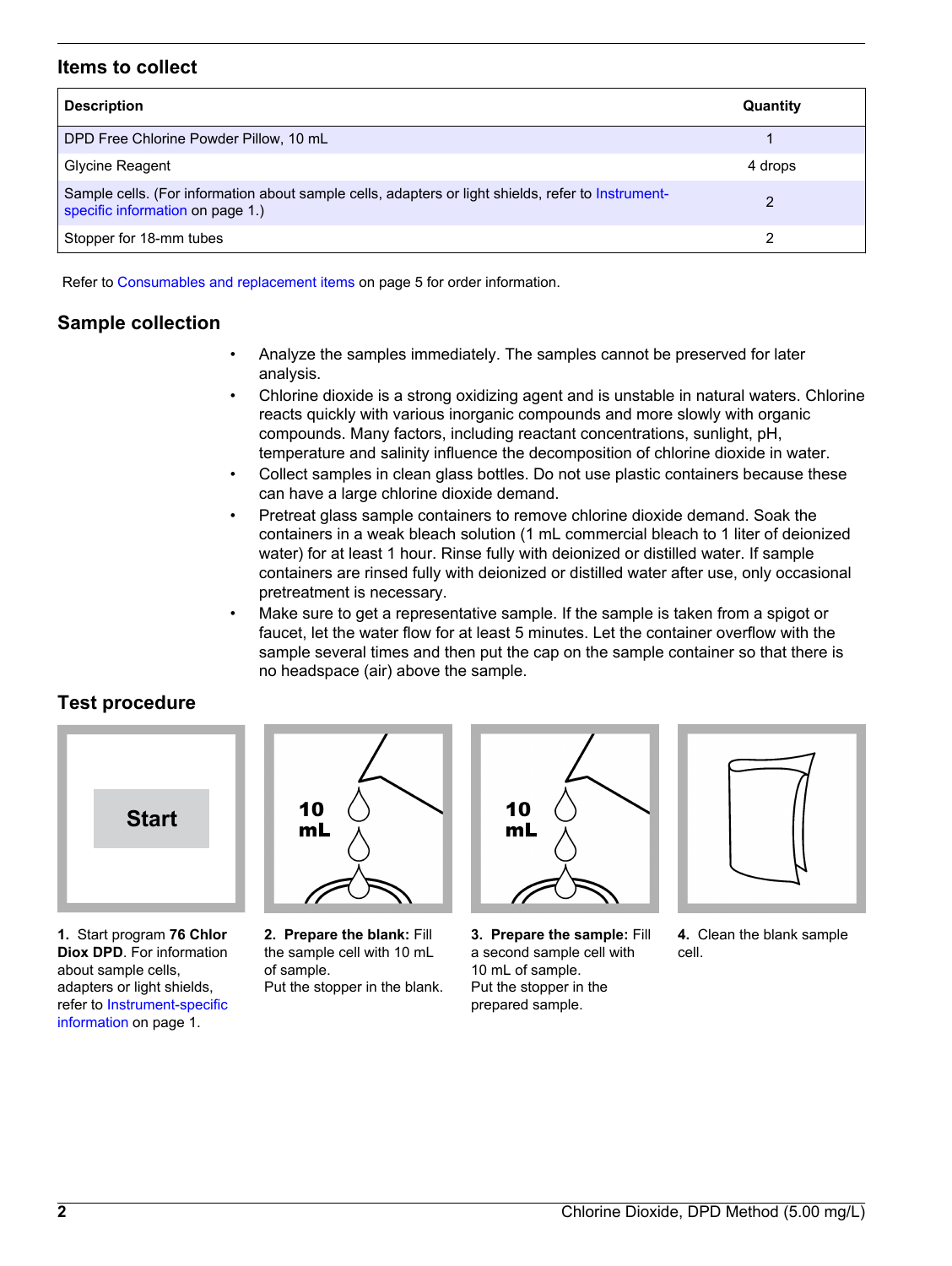## Items to collect

| Description | Quantity |
|---|---|
| DPD Free Chlorine Powder Pillow, 10 mL | 1 |
| Glycine Reagent | 4 drops |
| Sample cells. (For information about sample cells, adapters or light shields, refer to Instrument-specific information on page 1.) | 2 |
| Stopper for 18-mm tubes | 2 |

Refer to Consumables and replacement items on page 5 for order information.

## Sample collection

- Analyze the samples immediately. The samples cannot be preserved for later analysis.
- Chlorine dioxide is a strong oxidizing agent and is unstable in natural waters. Chlorine reacts quickly with various inorganic compounds and more slowly with organic compounds. Many factors, including reactant concentrations, sunlight, pH, temperature and salinity influence the decomposition of chlorine dioxide in water.
- Collect samples in clean glass bottles. Do not use plastic containers because these can have a large chlorine dioxide demand.
- Pretreat glass sample containers to remove chlorine dioxide demand. Soak the containers in a weak bleach solution (1 mL commercial bleach to 1 liter of deionized water) for at least 1 hour. Rinse fully with deionized or distilled water. If sample containers are rinsed fully with deionized or distilled water after use, only occasional pretreatment is necessary.
- Make sure to get a representative sample. If the sample is taken from a spigot or faucet, let the water flow for at least 5 minutes. Let the container overflow with the sample several times and then put the cap on the sample container so that there is no headspace (air) above the sample.

## Test procedure

**1.** Start program **76 Chlor Diox DPD**. For information about sample cells, adapters or light shields, refer to Instrument-specific information on page 1.

**2. Prepare the blank:** Fill the sample cell with 10 mL of sample.
Put the stopper in the blank.

**3. Prepare the sample:** Fill a second sample cell with 10 mL of sample.
Put the stopper in the prepared sample.

**4.** Clean the blank sample cell.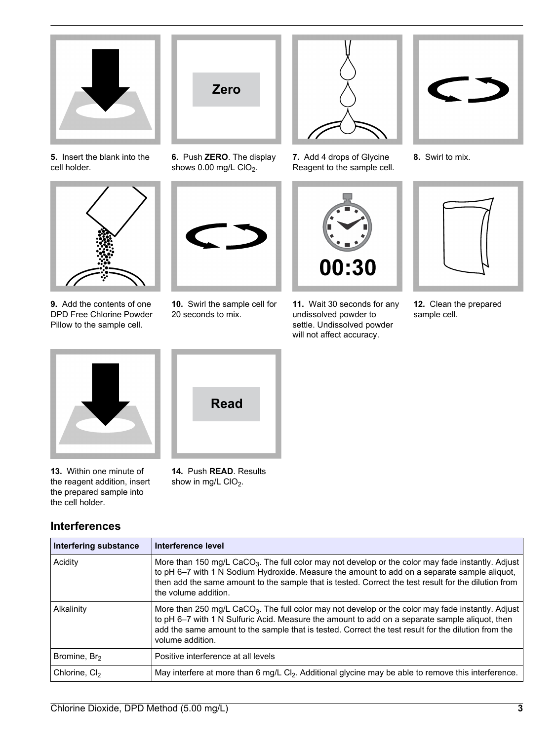5. Insert the blank into the cell holder.

6. Push **ZERO**. The display shows 0.00 mg/L $ClO_2$.

7. Add 4 drops of Glycine Reagent to the sample cell.

8. Swirl to mix.

9. Add the contents of one DPD Free Chlorine Powder Pillow to the sample cell.

10. Swirl the sample cell for 20 seconds to mix.

11. Wait 30 seconds for any undissolved powder to settle. Undissolved powder will not affect accuracy.

12. Clean the prepared sample cell.

13. Within one minute of the reagent addition, insert the prepared sample into the cell holder.

14. Push **READ**. Results show in mg/L $ClO_2$.

## Interferences

| Interfering substance | Interference level |
| --- | --- |
| Acidity | More than 150 mg/L $CaCO_3$. The full color may not develop or the color may fade instantly. Adjust to pH 6–7 with 1 N Sodium Hydroxide. Measure the amount to add on a separate sample aliquot, then add the same amount to the sample that is tested. Correct the test result for the dilution from the volume addition. |
| Alkalinity | More than 250 mg/L $CaCO_3$. The full color may not develop or the color may fade instantly. Adjust to pH 6–7 with 1 N Sulfuric Acid. Measure the amount to add on a separate sample aliquot, then add the same amount to the sample that is tested. Correct the test result for the dilution from the volume addition. |
| Bromine, $Br_2$ | Positive interference at all levels |
| Chlorine, $Cl_2$ | May interfere at more than 6 mg/L $Cl_2$. Additional glycine may be able to remove this interference. |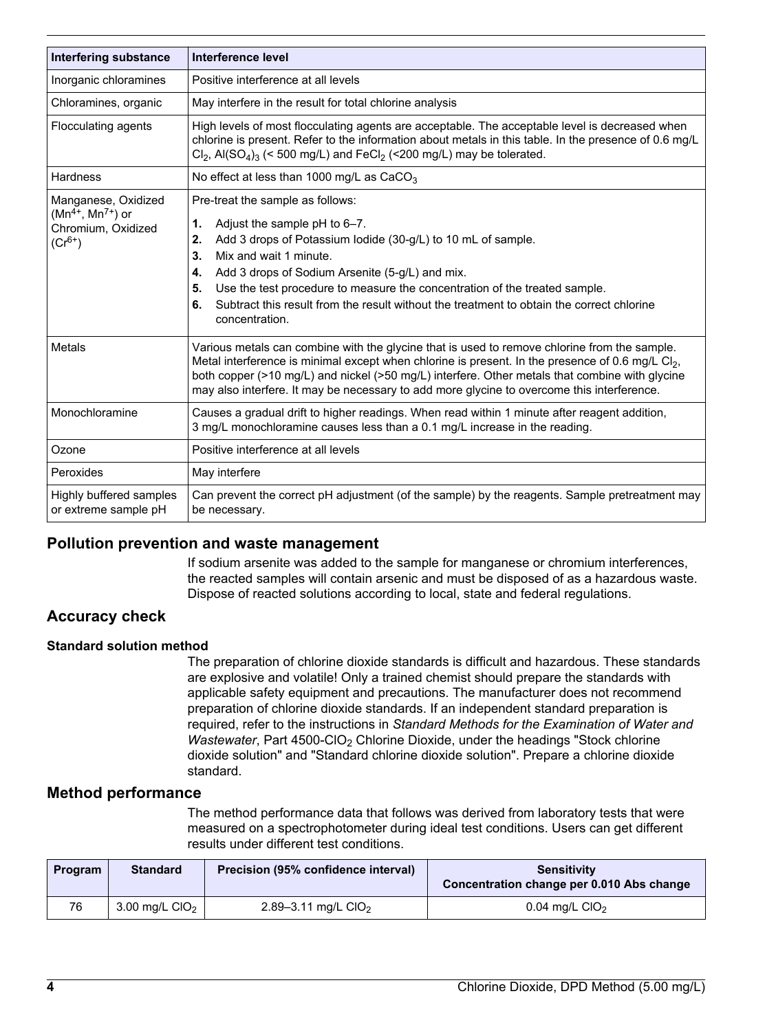| Interfering substance | Interference level |
|---|---|
| Inorganic chloramines | Positive interference at all levels |
| Chloramines, organic | May interfere in the result for total chlorine analysis |
| Flocculating agents | High levels of most flocculating agents are acceptable. The acceptable level is decreased when chlorine is present. Refer to the information about metals in this table. In the presence of 0.6 mg/L $Cl_2$, $Al(SO_4)_3$ (< 500 mg/L) and $FeCl_2$ (<200 mg/L) may be tolerated. |
| Hardness | No effect at less than 1000 mg/L as $CaCO_3$ |
| Manganese, Oxidized ($Mn^{4+}$, $Mn^{7+}$) or Chromium, Oxidized ($Cr^{6+}$) | Pre-treat the sample as follows: **1.** Adjust the sample pH to 6–7. **2.** Add 3 drops of Potassium Iodide (30-g/L) to 10 mL of sample. **3.** Mix and wait 1 minute. **4.** Add 3 drops of Sodium Arsenite (5-g/L) and mix. **5.** Use the test procedure to measure the concentration of the treated sample. **6.** Subtract this result from the result without the treatment to obtain the correct chlorine concentration. |
| Metals | Various metals can combine with the glycine that is used to remove chlorine from the sample. Metal interference is minimal except when chlorine is present. In the presence of 0.6 mg/L $Cl_2$, both copper (>10 mg/L) and nickel (>50 mg/L) interfere. Other metals that combine with glycine may also interfere. It may be necessary to add more glycine to overcome this interference. |
| Monochloramine | Causes a gradual drift to higher readings. When read within 1 minute after reagent addition, 3 mg/L monochloramine causes less than a 0.1 mg/L increase in the reading. |
| Ozone | Positive interference at all levels |
| Peroxides | May interfere |
| Highly buffered samples or extreme sample pH | Can prevent the correct pH adjustment (of the sample) by the reagents. Sample pretreatment may be necessary. |

## Pollution prevention and waste management

If sodium arsenite was added to the sample for manganese or chromium interferences, the reacted samples will contain arsenic and must be disposed of as a hazardous waste. Dispose of reacted solutions according to local, state and federal regulations.

## Accuracy check

### Standard solution method

The preparation of chlorine dioxide standards is difficult and hazardous. These standards are explosive and volatile! Only a trained chemist should prepare the standards with applicable safety equipment and precautions. The manufacturer does not recommend preparation of chlorine dioxide standards. If an independent standard preparation is required, refer to the instructions in *Standard Methods for the Examination of Water and Wastewater*, Part 4500-$ClO_2$ Chlorine Dioxide, under the headings "Stock chlorine dioxide solution" and "Standard chlorine dioxide solution". Prepare a chlorine dioxide standard.

## Method performance

The method performance data that follows was derived from laboratory tests that were measured on a spectrophotometer during ideal test conditions. Users can get different results under different test conditions.

| Program | Standard | Precision (95% confidence interval) | Sensitivity Concentration change per 0.010 Abs change |
|---|---|---|---|
| 76 | 3.00 mg/L $ClO_2$ | 2.89–3.11 mg/L $ClO_2$ | 0.04 mg/L $ClO_2$ |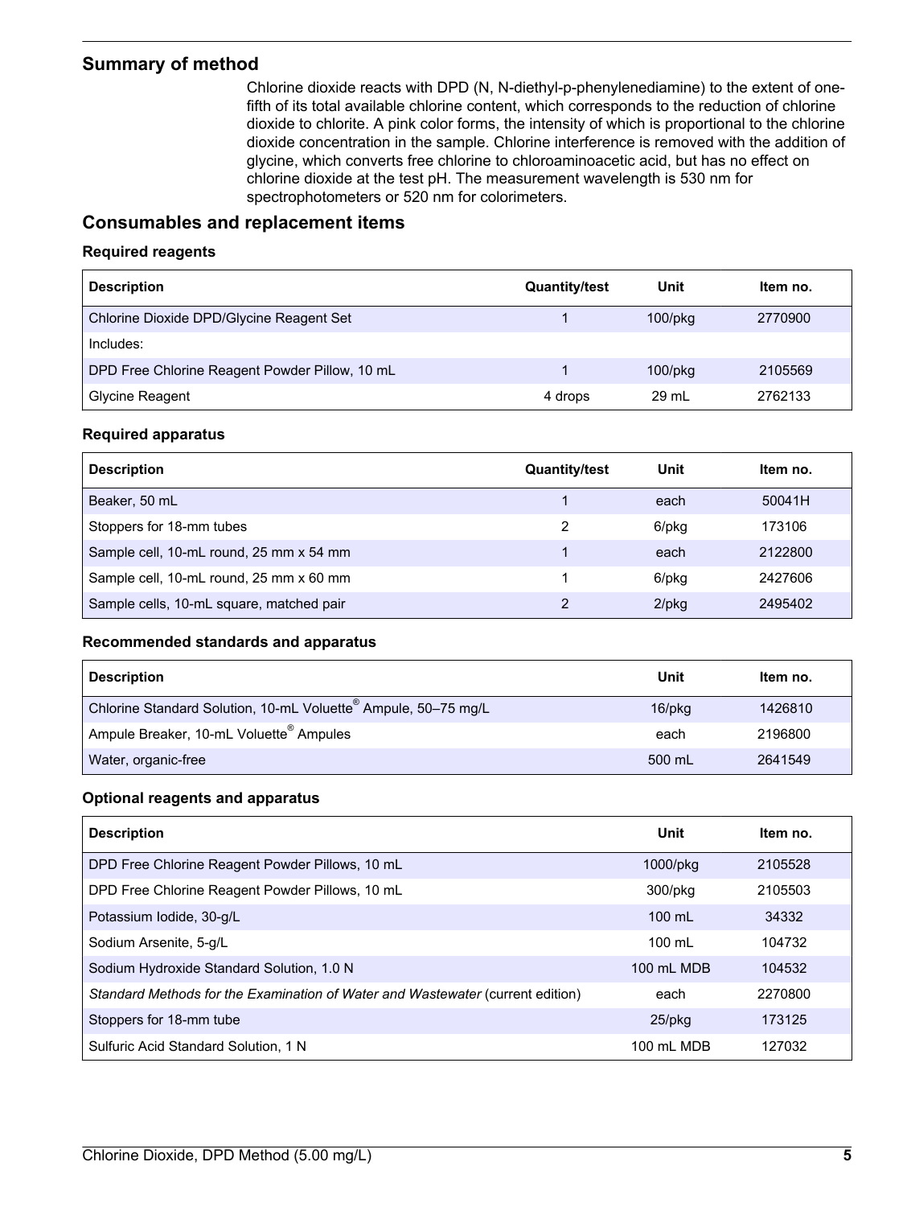## Summary of method

Chlorine dioxide reacts with DPD (N, N-diethyl-p-phenylenediamine) to the extent of one-fifth of its total available chlorine content, which corresponds to the reduction of chlorine dioxide to chlorite. A pink color forms, the intensity of which is proportional to the chlorine dioxide concentration in the sample. Chlorine interference is removed with the addition of glycine, which converts free chlorine to chloroaminoacetic acid, but has no effect on chlorine dioxide at the test pH. The measurement wavelength is 530 nm for spectrophotometers or 520 nm for colorimeters.

## Consumables and replacement items

### Required reagents

| Description | Quantity/test | Unit | Item no. |
|---|---|---|---|
| Chlorine Dioxide DPD/Glycine Reagent Set | 1 | 100/pkg | 2770900 |
| Includes: | | | |
| DPD Free Chlorine Reagent Powder Pillow, 10 mL | 1 | 100/pkg | 2105569 |
| Glycine Reagent | 4 drops | 29 mL | 2762133 |

### Required apparatus

| Description | Quantity/test | Unit | Item no. |
|---|---|---|---|
| Beaker, 50 mL | 1 | each | 50041H |
| Stoppers for 18-mm tubes | 2 | 6/pkg | 173106 |
| Sample cell, 10-mL round, 25 mm x 54 mm | 1 | each | 2122800 |
| Sample cell, 10-mL round, 25 mm x 60 mm | 1 | 6/pkg | 2427606 |
| Sample cells, 10-mL square, matched pair | 2 | 2/pkg | 2495402 |

### Recommended standards and apparatus

| Description | Unit | Item no. |
|---|---|---|
| Chlorine Standard Solution, 10-mL Voluette® Ampule, 50–75 mg/L | 16/pkg | 1426810 |
| Ampule Breaker, 10-mL Voluette® Ampules | each | 2196800 |
| Water, organic-free | 500 mL | 2641549 |

### Optional reagents and apparatus

| Description | Unit | Item no. |
|---|---|---|
| DPD Free Chlorine Reagent Powder Pillows, 10 mL | 1000/pkg | 2105528 |
| DPD Free Chlorine Reagent Powder Pillows, 10 mL | 300/pkg | 2105503 |
| Potassium Iodide, 30-g/L | 100 mL | 34332 |
| Sodium Arsenite, 5-g/L | 100 mL | 104732 |
| Sodium Hydroxide Standard Solution, 1.0 N | 100 mL MDB | 104532 |
| *Standard Methods for the Examination of Water and Wastewater* (current edition) | each | 2270800 |
| Stoppers for 18-mm tube | 25/pkg | 173125 |
| Sulfuric Acid Standard Solution, 1 N | 100 mL MDB | 127032 |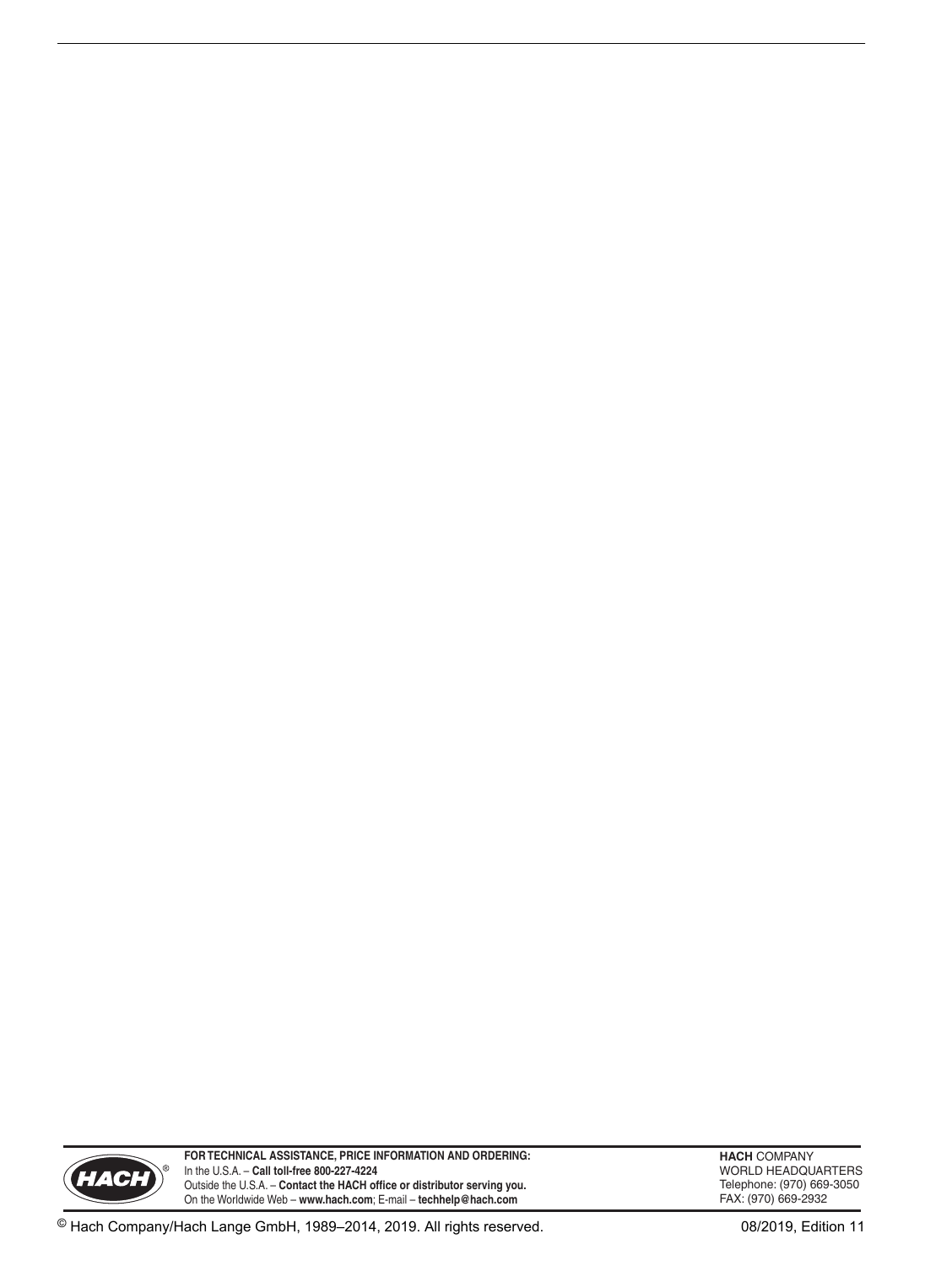**FOR TECHNICAL ASSISTANCE, PRICE INFORMATION AND ORDERING:**
In the U.S.A. – **Call toll-free 800-227-4224**
Outside the U.S.A. – **Contact the HACH office or distributor serving you.**
On the Worldwide Web – **www.hach.com**; E-mail – **techhelp@hach.com**

**HACH** COMPANY
WORLD HEADQUARTERS
Telephone: (970) 669-3050
FAX: (970) 669-2932

© Hach Company/Hach Lange GmbH, 1989–2014, 2019. All rights reserved.

08/2019, Edition 11